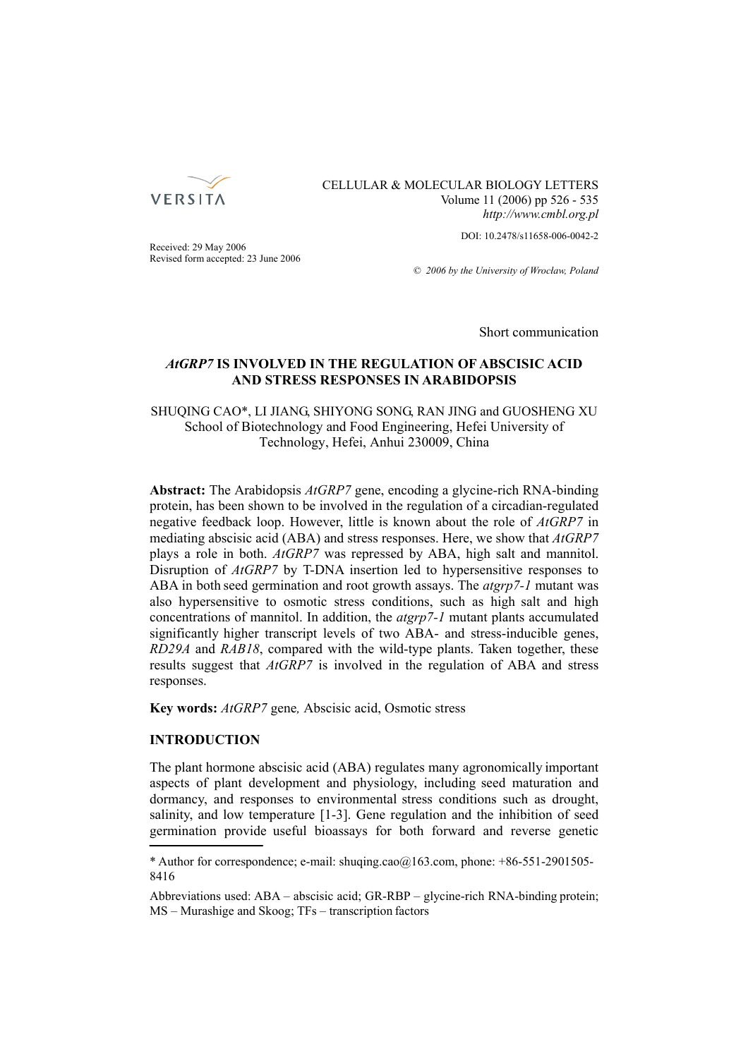VERSITA

CELLULAR & MOLECULAR BIOLOGY LETTERS
Volume 11 (2006) pp 526 - 535
*http://www.cmbl.org.pl*

DOI: 10.2478/s11658-006-0042-2

Received: 29 May 2006
Revised form accepted: 23 June 2006

*© 2006 by the University of Wrocław, Poland*

Short communication

# *AtGRP7* IS INVOLVED IN THE REGULATION OF ABSCISIC ACID AND STRESS RESPONSES IN ARABIDOPSIS

SHUQING CAO*, LI JIANG, SHIYONG SONG, RAN JING and GUOSHENG XU
School of Biotechnology and Food Engineering, Hefei University of Technology, Hefei, Anhui 230009, China

**Abstract:** The Arabidopsis *AtGRP7* gene, encoding a glycine-rich RNA-binding protein, has been shown to be involved in the regulation of a circadian-regulated negative feedback loop. However, little is known about the role of *AtGRP7* in mediating abscisic acid (ABA) and stress responses. Here, we show that *AtGRP7* plays a role in both. *AtGRP7* was repressed by ABA, high salt and mannitol. Disruption of *AtGRP7* by T-DNA insertion led to hypersensitive responses to ABA in both seed germination and root growth assays. The *atgrp7-1* mutant was also hypersensitive to osmotic stress conditions, such as high salt and high concentrations of mannitol. In addition, the *atgrp7-1* mutant plants accumulated significantly higher transcript levels of two ABA- and stress-inducible genes, *RD29A* and *RAB18*, compared with the wild-type plants. Taken together, these results suggest that *AtGRP7* is involved in the regulation of ABA and stress responses.

**Key words:** *AtGRP7* gene*,* Abscisic acid, Osmotic stress

## INTRODUCTION

The plant hormone abscisic acid (ABA) regulates many agronomically important aspects of plant development and physiology, including seed maturation and dormancy, and responses to environmental stress conditions such as drought, salinity, and low temperature [1-3]. Gene regulation and the inhibition of seed germination provide useful bioassays for both forward and reverse genetic

---

* Author for correspondence; e-mail: shuqing.cao@163.com, phone: +86-551-2901505-8416

Abbreviations used: ABA – abscisic acid; GR-RBP – glycine-rich RNA-binding protein; MS – Murashige and Skoog; TFs – transcription factors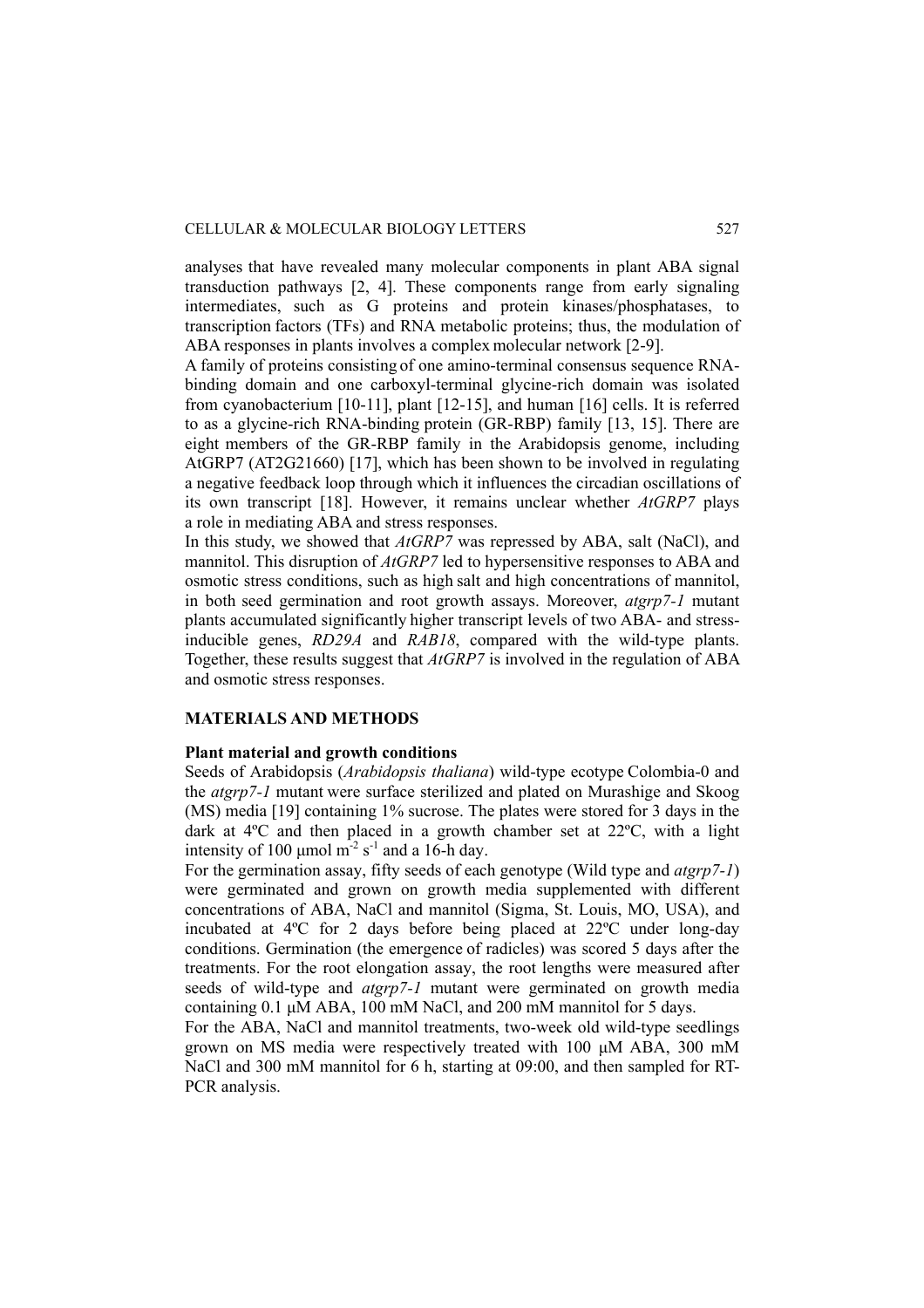analyses that have revealed many molecular components in plant ABA signal transduction pathways [2, 4]. These components range from early signaling intermediates, such as G proteins and protein kinases/phosphatases, to transcription factors (TFs) and RNA metabolic proteins; thus, the modulation of ABA responses in plants involves a complex molecular network [2-9].

A family of proteins consisting of one amino-terminal consensus sequence RNA-binding domain and one carboxyl-terminal glycine-rich domain was isolated from cyanobacterium [10-11], plant [12-15], and human [16] cells. It is referred to as a glycine-rich RNA-binding protein (GR-RBP) family [13, 15]. There are eight members of the GR-RBP family in the Arabidopsis genome, including AtGRP7 (AT2G21660) [17], which has been shown to be involved in regulating a negative feedback loop through which it influences the circadian oscillations of its own transcript [18]. However, it remains unclear whether *AtGRP7* plays a role in mediating ABA and stress responses.

In this study, we showed that *AtGRP7* was repressed by ABA, salt (NaCl), and mannitol. This disruption of *AtGRP7* led to hypersensitive responses to ABA and osmotic stress conditions, such as high salt and high concentrations of mannitol, in both seed germination and root growth assays. Moreover, *atgrp7-1* mutant plants accumulated significantly higher transcript levels of two ABA- and stress-inducible genes, *RD29A* and *RAB18*, compared with the wild-type plants. Together, these results suggest that *AtGRP7* is involved in the regulation of ABA and osmotic stress responses.

## MATERIALS AND METHODS

### Plant material and growth conditions

Seeds of Arabidopsis (*Arabidopsis thaliana*) wild-type ecotype Colombia-0 and the *atgrp7-1* mutant were surface sterilized and plated on Murashige and Skoog (MS) media [19] containing 1% sucrose. The plates were stored for 3 days in the dark at 4ºC and then placed in a growth chamber set at 22ºC, with a light intensity of 100 μmol $m^{-2}$ $s^{-1}$ and a 16-h day.

For the germination assay, fifty seeds of each genotype (Wild type and *atgrp7-1*) were germinated and grown on growth media supplemented with different concentrations of ABA, NaCl and mannitol (Sigma, St. Louis, MO, USA), and incubated at 4ºC for 2 days before being placed at 22ºC under long-day conditions. Germination (the emergence of radicles) was scored 5 days after the treatments. For the root elongation assay, the root lengths were measured after seeds of wild-type and *atgrp7-1* mutant were germinated on growth media containing 0.1 μM ABA, 100 mM NaCl, and 200 mM mannitol for 5 days.

For the ABA, NaCl and mannitol treatments, two-week old wild-type seedlings grown on MS media were respectively treated with 100 μM ABA, 300 mM NaCl and 300 mM mannitol for 6 h, starting at 09:00, and then sampled for RT-PCR analysis.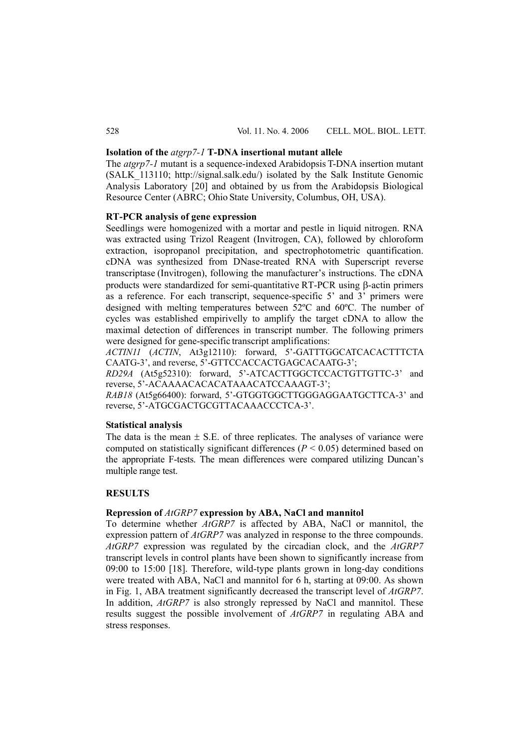### Isolation of the *atgrp7-1* T-DNA insertional mutant allele

The *atgrp7-1* mutant is a sequence-indexed Arabidopsis T-DNA insertion mutant (SALK_113110; http://signal.salk.edu/) isolated by the Salk Institute Genomic Analysis Laboratory [20] and obtained by us from the Arabidopsis Biological Resource Center (ABRC; Ohio State University, Columbus, OH, USA).

### RT-PCR analysis of gene expression

Seedlings were homogenized with a mortar and pestle in liquid nitrogen. RNA was extracted using Trizol Reagent (Invitrogen, CA), followed by chloroform extraction, isopropanol precipitation, and spectrophotometric quantification. cDNA was synthesized from DNase-treated RNA with Superscript reverse transcriptase (Invitrogen), following the manufacturer's instructions. The cDNA products were standardized for semi-quantitative RT-PCR using β-actin primers as a reference. For each transcript, sequence-specific 5' and 3' primers were designed with melting temperatures between 52ºC and 60ºC. The number of cycles was established empirivelly to amplify the target cDNA to allow the maximal detection of differences in transcript number. The following primers were designed for gene-specific transcript amplifications:

*ACTIN11* (*ACTIN*, At3g12110): forward, 5'-GATTTGGCATCACACTTTCTA CAATG-3', and reverse, 5'-GTTCCACCACTGAGCACAATG-3';

*RD29A* (At5g52310): forward, 5'-ATCACTTGGCTCCACTGTTGTTC-3' and reverse, 5'-ACAAAACACACATAAACATCCAAAGT-3';

*RAB18* (At5g66400): forward, 5'-GTGGTGGCTTGGGAGGAATGCTTCA-3' and reverse, 5'-ATGCGACTGCGTTACAAACCCTCA-3'.

### Statistical analysis

The data is the mean ± S.E. of three replicates. The analyses of variance were computed on statistically significant differences ($P < 0.05$) determined based on the appropriate F-tests. The mean differences were compared utilizing Duncan's multiple range test.

## RESULTS

### Repression of *AtGRP7* expression by ABA, NaCl and mannitol

To determine whether *AtGRP7* is affected by ABA, NaCl or mannitol, the expression pattern of *AtGRP7* was analyzed in response to the three compounds. *AtGRP7* expression was regulated by the circadian clock, and the *AtGRP7* transcript levels in control plants have been shown to significantly increase from 09:00 to 15:00 [18]. Therefore, wild-type plants grown in long-day conditions were treated with ABA, NaCl and mannitol for 6 h, starting at 09:00. As shown in Fig. 1, ABA treatment significantly decreased the transcript level of *AtGRP7*. In addition, *AtGRP7* is also strongly repressed by NaCl and mannitol. These results suggest the possible involvement of *AtGRP7* in regulating ABA and stress responses.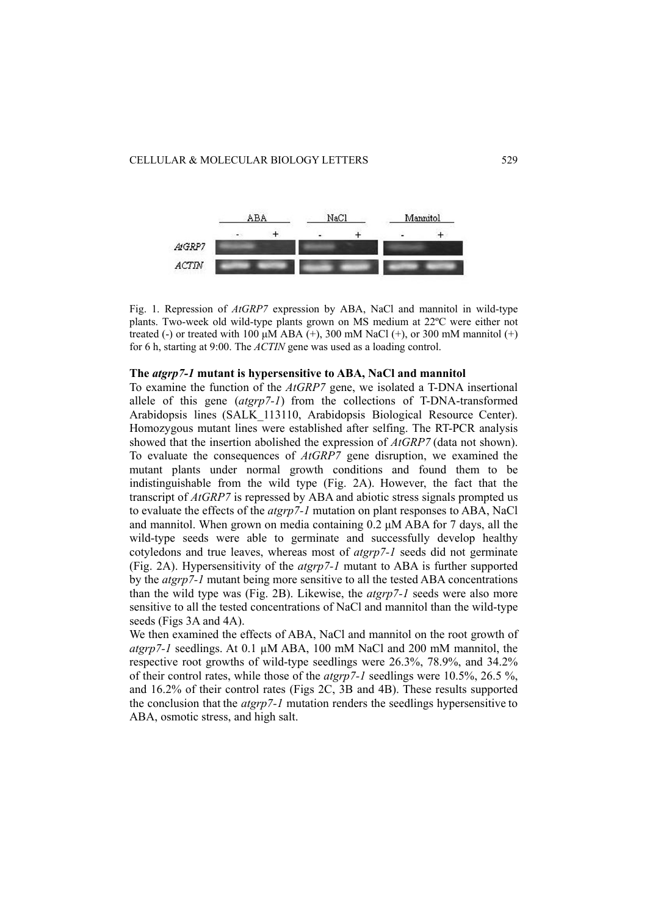Fig. 1. Repression of *AtGRP7* expression by ABA, NaCl and mannitol in wild-type plants. Two-week old wild-type plants grown on MS medium at 22ºC were either not treated (-) or treated with 100 μM ABA (+), 300 mM NaCl (+), or 300 mM mannitol (+) for 6 h, starting at 9:00. The *ACTIN* gene was used as a loading control.

### The *atgrp7-1* mutant is hypersensitive to ABA, NaCl and mannitol

To examine the function of the *AtGRP7* gene, we isolated a T-DNA insertional allele of this gene (*atgrp7-1*) from the collections of T-DNA-transformed Arabidopsis lines (SALK_113110, Arabidopsis Biological Resource Center). Homozygous mutant lines were established after selfing. The RT-PCR analysis showed that the insertion abolished the expression of *AtGRP7* (data not shown). To evaluate the consequences of *AtGRP7* gene disruption, we examined the mutant plants under normal growth conditions and found them to be indistinguishable from the wild type (Fig. 2A). However, the fact that the transcript of *AtGRP7* is repressed by ABA and abiotic stress signals prompted us to evaluate the effects of the *atgrp7-1* mutation on plant responses to ABA, NaCl and mannitol. When grown on media containing 0.2 μM ABA for 7 days, all the wild-type seeds were able to germinate and successfully develop healthy cotyledons and true leaves, whereas most of *atgrp7-1* seeds did not germinate (Fig. 2A). Hypersensitivity of the *atgrp7-1* mutant to ABA is further supported by the *atgrp7-1* mutant being more sensitive to all the tested ABA concentrations than the wild type was (Fig. 2B). Likewise, the *atgrp7-1* seeds were also more sensitive to all the tested concentrations of NaCl and mannitol than the wild-type seeds (Figs 3A and 4A).

We then examined the effects of ABA, NaCl and mannitol on the root growth of *atgrp7-1* seedlings. At 0.1 μM ABA, 100 mM NaCl and 200 mM mannitol, the respective root growths of wild-type seedlings were 26.3%, 78.9%, and 34.2% of their control rates, while those of the *atgrp7-1* seedlings were 10.5%, 26.5 %, and 16.2% of their control rates (Figs 2C, 3B and 4B). These results supported the conclusion that the *atgrp7-1* mutation renders the seedlings hypersensitive to ABA, osmotic stress, and high salt.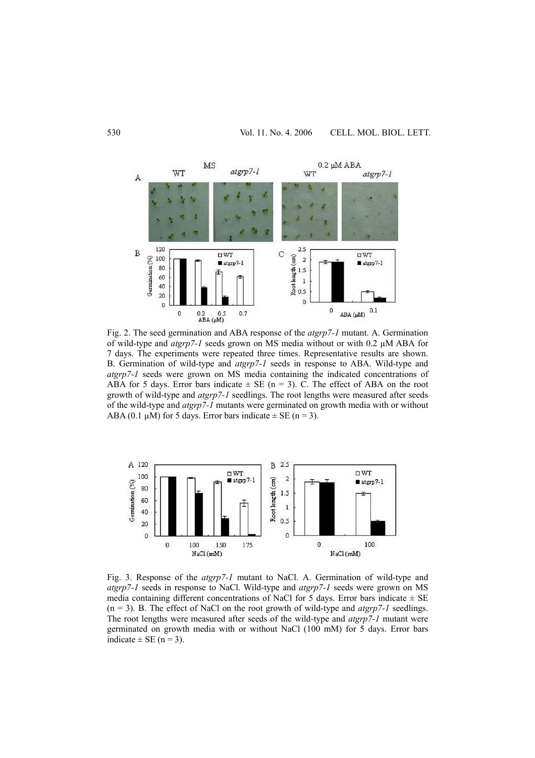Fig. 2. The seed germination and ABA response of the *atgrp7-1* mutant. A. Germination of wild-type and *atgrp7-1* seeds grown on MS media without or with 0.2 µM ABA for 7 days. The experiments were repeated three times. Representative results are shown. B. Germination of wild-type and *atgrp7-1* seeds in response to ABA. Wild-type and *atgrp7-1* seeds were grown on MS media containing the indicated concentrations of ABA for 5 days. Error bars indicate ± SE (n = 3). C. The effect of ABA on the root growth of wild-type and *atgrp7-1* seedlings. The root lengths were measured after seeds of the wild-type and *atgrp7-1* mutants were germinated on growth media with or without ABA (0.1 µM) for 5 days. Error bars indicate ± SE (n = 3).

Fig. 3. Response of the *atgrp7-1* mutant to NaCl. A. Germination of wild-type and *atgrp7-1* seeds in response to NaCl. Wild-type and *atgrp7-1* seeds were grown on MS media containing different concentrations of NaCl for 5 days. Error bars indicate ± SE (n = 3). B. The effect of NaCl on the root growth of wild-type and *atgrp7-1* seedlings. The root lengths were measured after seeds of the wild-type and *atgrp7-1* mutant were germinated on growth media with or without NaCl (100 mM) for 5 days. Error bars indicate ± SE (n = 3).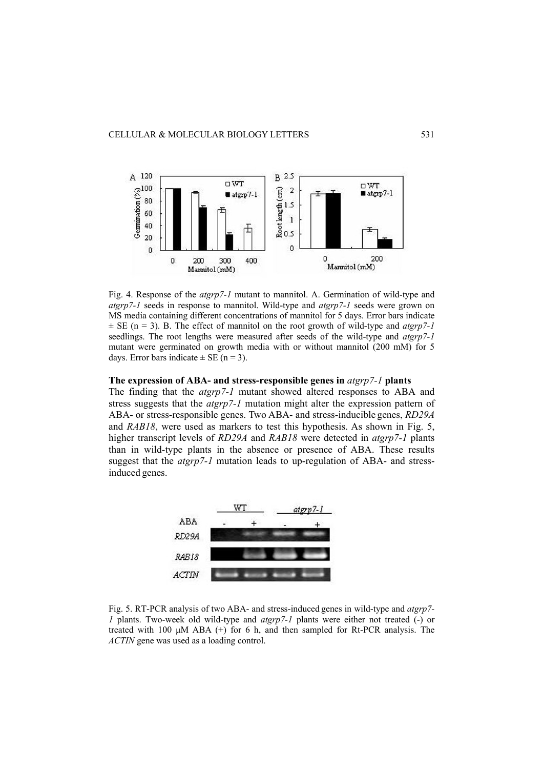Fig. 4. Response of the *atgrp7-1* mutant to mannitol. A. Germination of wild-type and *atgrp7-1* seeds in response to mannitol. Wild-type and *atgrp7-1* seeds were grown on MS media containing different concentrations of mannitol for 5 days. Error bars indicate ± SE (n = 3). B. The effect of mannitol on the root growth of wild-type and *atgrp7-1* seedlings. The root lengths were measured after seeds of the wild-type and *atgrp7-1* mutant were germinated on growth media with or without mannitol (200 mM) for 5 days. Error bars indicate ± SE (n = 3).

### The expression of ABA- and stress-responsible genes in *atgrp7-1* plants

The finding that the *atgrp7-1* mutant showed altered responses to ABA and stress suggests that the *atgrp7-1* mutation might alter the expression pattern of ABA- or stress-responsible genes. Two ABA- and stress-inducible genes, *RD29A* and *RAB18*, were used as markers to test this hypothesis. As shown in Fig. 5, higher transcript levels of *RD29A* and *RAB18* were detected in *atgrp7-1* plants than in wild-type plants in the absence or presence of ABA. These results suggest that the *atgrp7-1* mutation leads to up-regulation of ABA- and stress-induced genes.

Fig. 5. RT-PCR analysis of two ABA- and stress-induced genes in wild-type and *atgrp7-1* plants. Two-week old wild-type and *atgrp7-1* plants were either not treated (-) or treated with 100 μM ABA (+) for 6 h, and then sampled for Rt-PCR analysis. The *ACTIN* gene was used as a loading control.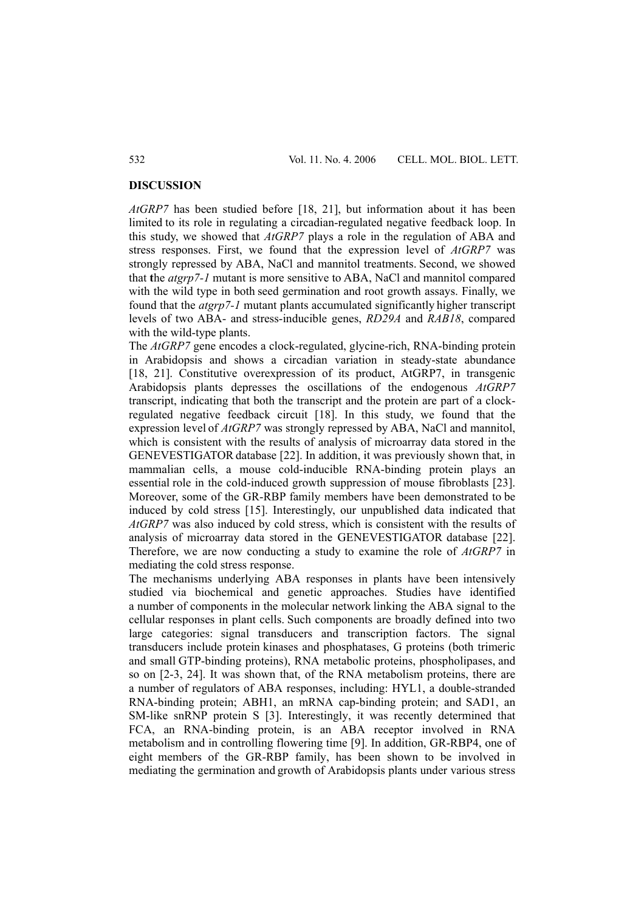## DISCUSSION

*AtGRP7* has been studied before [18, 21], but information about it has been limited to its role in regulating a circadian-regulated negative feedback loop. In this study, we showed that *AtGRP7* plays a role in the regulation of ABA and stress responses. First, we found that the expression level of *AtGRP7* was strongly repressed by ABA, NaCl and mannitol treatments. Second, we showed that **t**he *atgrp7-1* mutant is more sensitive to ABA, NaCl and mannitol compared with the wild type in both seed germination and root growth assays. Finally, we found that the *atgrp7-1* mutant plants accumulated significantly higher transcript levels of two ABA- and stress-inducible genes, *RD29A* and *RAB18*, compared with the wild-type plants.

The *AtGRP7* gene encodes a clock-regulated, glycine-rich, RNA-binding protein in Arabidopsis and shows a circadian variation in steady-state abundance [18, 21]. Constitutive overexpression of its product, AtGRP7, in transgenic Arabidopsis plants depresses the oscillations of the endogenous *AtGRP7* transcript, indicating that both the transcript and the protein are part of a clock-regulated negative feedback circuit [18]. In this study, we found that the expression level of *AtGRP7* was strongly repressed by ABA, NaCl and mannitol, which is consistent with the results of analysis of microarray data stored in the GENEVESTIGATOR database [22]. In addition, it was previously shown that, in mammalian cells, a mouse cold-inducible RNA-binding protein plays an essential role in the cold-induced growth suppression of mouse fibroblasts [23]. Moreover, some of the GR-RBP family members have been demonstrated to be induced by cold stress [15]. Interestingly, our unpublished data indicated that *AtGRP7* was also induced by cold stress, which is consistent with the results of analysis of microarray data stored in the GENEVESTIGATOR database [22]. Therefore, we are now conducting a study to examine the role of *AtGRP7* in mediating the cold stress response.

The mechanisms underlying ABA responses in plants have been intensively studied via biochemical and genetic approaches. Studies have identified a number of components in the molecular network linking the ABA signal to the cellular responses in plant cells. Such components are broadly defined into two large categories: signal transducers and transcription factors. The signal transducers include protein kinases and phosphatases, G proteins (both trimeric and small GTP-binding proteins), RNA metabolic proteins, phospholipases, and so on [2-3, 24]. It was shown that, of the RNA metabolism proteins, there are a number of regulators of ABA responses, including: HYL1, a double-stranded RNA-binding protein; ABH1, an mRNA cap-binding protein; and SAD1, an SM-like snRNP protein S [3]. Interestingly, it was recently determined that FCA, an RNA-binding protein, is an ABA receptor involved in RNA metabolism and in controlling flowering time [9]. In addition, GR-RBP4, one of eight members of the GR-RBP family, has been shown to be involved in mediating the germination and growth of Arabidopsis plants under various stress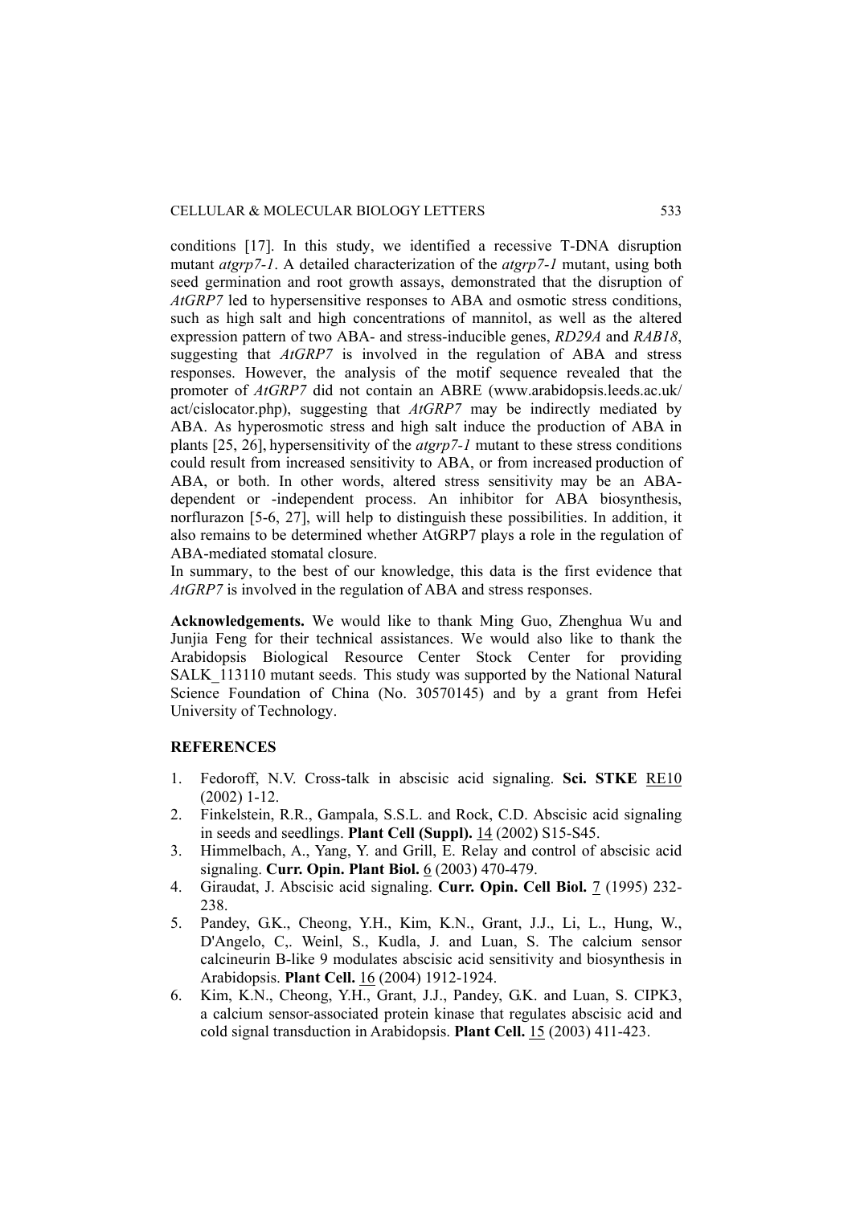conditions [17]. In this study, we identified a recessive T-DNA disruption mutant *atgrp7-1*. A detailed characterization of the *atgrp7-1* mutant, using both seed germination and root growth assays, demonstrated that the disruption of *AtGRP7* led to hypersensitive responses to ABA and osmotic stress conditions, such as high salt and high concentrations of mannitol, as well as the altered expression pattern of two ABA- and stress-inducible genes, *RD29A* and *RAB18*, suggesting that *AtGRP7* is involved in the regulation of ABA and stress responses. However, the analysis of the motif sequence revealed that the promoter of *AtGRP7* did not contain an ABRE (www.arabidopsis.leeds.ac.uk/act/cislocator.php), suggesting that *AtGRP7* may be indirectly mediated by ABA. As hyperosmotic stress and high salt induce the production of ABA in plants [25, 26], hypersensitivity of the *atgrp7-1* mutant to these stress conditions could result from increased sensitivity to ABA, or from increased production of ABA, or both. In other words, altered stress sensitivity may be an ABA-dependent or -independent process. An inhibitor for ABA biosynthesis, norflurazon [5-6, 27], will help to distinguish these possibilities. In addition, it also remains to be determined whether AtGRP7 plays a role in the regulation of ABA-mediated stomatal closure.

In summary, to the best of our knowledge, this data is the first evidence that *AtGRP7* is involved in the regulation of ABA and stress responses.

**Acknowledgements.** We would like to thank Ming Guo, Zhenghua Wu and Junjia Feng for their technical assistances. We would also like to thank the Arabidopsis Biological Resource Center Stock Center for providing SALK_113110 mutant seeds. This study was supported by the National Natural Science Foundation of China (No. 30570145) and by a grant from Hefei University of Technology.

## REFERENCES

1. Fedoroff, N.V. Cross-talk in abscisic acid signaling. **Sci. STKE** RE10 (2002) 1-12.
2. Finkelstein, R.R., Gampala, S.S.L. and Rock, C.D. Abscisic acid signaling in seeds and seedlings. **Plant Cell (Suppl).** 14 (2002) S15-S45.
3. Himmelbach, A., Yang, Y. and Grill, E. Relay and control of abscisic acid signaling. **Curr. Opin. Plant Biol.** 6 (2003) 470-479.
4. Giraudat, J. Abscisic acid signaling. **Curr. Opin. Cell Biol.** 7 (1995) 232-238.
5. Pandey, G.K., Cheong, Y.H., Kim, K.N., Grant, J.J., Li, L., Hung, W., D'Angelo, C,. Weinl, S., Kudla, J. and Luan, S. The calcium sensor calcineurin B-like 9 modulates abscisic acid sensitivity and biosynthesis in Arabidopsis. **Plant Cell.** 16 (2004) 1912-1924.
6. Kim, K.N., Cheong, Y.H., Grant, J.J., Pandey, G.K. and Luan, S. CIPK3, a calcium sensor-associated protein kinase that regulates abscisic acid and cold signal transduction in Arabidopsis. **Plant Cell.** 15 (2003) 411-423.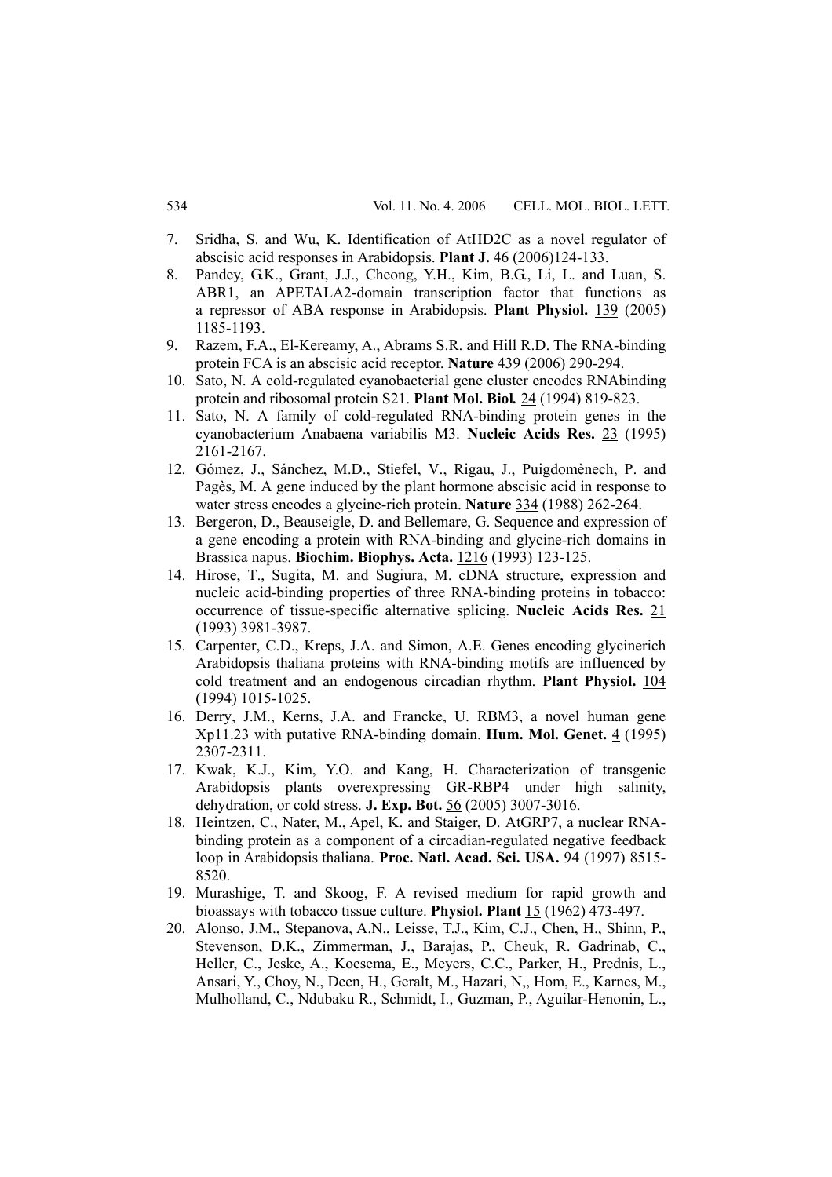7. Sridha, S. and Wu, K. Identification of AtHD2C as a novel regulator of abscisic acid responses in Arabidopsis. **Plant J.** 46 (2006)124-133.
8. Pandey, G.K., Grant, J.J., Cheong, Y.H., Kim, B.G., Li, L. and Luan, S. ABR1, an APETALA2-domain transcription factor that functions as a repressor of ABA response in Arabidopsis. **Plant Physiol.** 139 (2005) 1185-1193.
9. Razem, F.A., El-Kereamy, A., Abrams S.R. and Hill R.D. The RNA-binding protein FCA is an abscisic acid receptor. **Nature** 439 (2006) 290-294.
10. Sato, N. A cold-regulated cyanobacterial gene cluster encodes RNAbinding protein and ribosomal protein S21. **Plant Mol. Biol.** 24 (1994) 819-823.
11. Sato, N. A family of cold-regulated RNA-binding protein genes in the cyanobacterium Anabaena variabilis M3. **Nucleic Acids Res.** 23 (1995) 2161-2167.
12. Gómez, J., Sánchez, M.D., Stiefel, V., Rigau, J., Puigdomènech, P. and Pagès, M. A gene induced by the plant hormone abscisic acid in response to water stress encodes a glycine-rich protein. **Nature** 334 (1988) 262-264.
13. Bergeron, D., Beauseigle, D. and Bellemare, G. Sequence and expression of a gene encoding a protein with RNA-binding and glycine-rich domains in Brassica napus. **Biochim. Biophys. Acta.** 1216 (1993) 123-125.
14. Hirose, T., Sugita, M. and Sugiura, M. cDNA structure, expression and nucleic acid-binding properties of three RNA-binding proteins in tobacco: occurrence of tissue-specific alternative splicing. **Nucleic Acids Res.** 21 (1993) 3981-3987.
15. Carpenter, C.D., Kreps, J.A. and Simon, A.E. Genes encoding glycinerich Arabidopsis thaliana proteins with RNA-binding motifs are influenced by cold treatment and an endogenous circadian rhythm. **Plant Physiol.** 104 (1994) 1015-1025.
16. Derry, J.M., Kerns, J.A. and Francke, U. RBM3, a novel human gene Xp11.23 with putative RNA-binding domain. **Hum. Mol. Genet.** 4 (1995) 2307-2311.
17. Kwak, K.J., Kim, Y.O. and Kang, H. Characterization of transgenic Arabidopsis plants overexpressing GR-RBP4 under high salinity, dehydration, or cold stress. **J. Exp. Bot.** 56 (2005) 3007-3016.
18. Heintzen, C., Nater, M., Apel, K. and Staiger, D. AtGRP7, a nuclear RNA-binding protein as a component of a circadian-regulated negative feedback loop in Arabidopsis thaliana. **Proc. Natl. Acad. Sci. USA.** 94 (1997) 8515-8520.
19. Murashige, T. and Skoog, F. A revised medium for rapid growth and bioassays with tobacco tissue culture. **Physiol. Plant** 15 (1962) 473-497.
20. Alonso, J.M., Stepanova, A.N., Leisse, T.J., Kim, C.J., Chen, H., Shinn, P., Stevenson, D.K., Zimmerman, J., Barajas, P., Cheuk, R. Gadrinab, C., Heller, C., Jeske, A., Koesema, E., Meyers, C.C., Parker, H., Prednis, L., Ansari, Y., Choy, N., Deen, H., Geralt, M., Hazari, N,, Hom, E., Karnes, M., Mulholland, C., Ndubaku R., Schmidt, I., Guzman, P., Aguilar-Henonin, L.,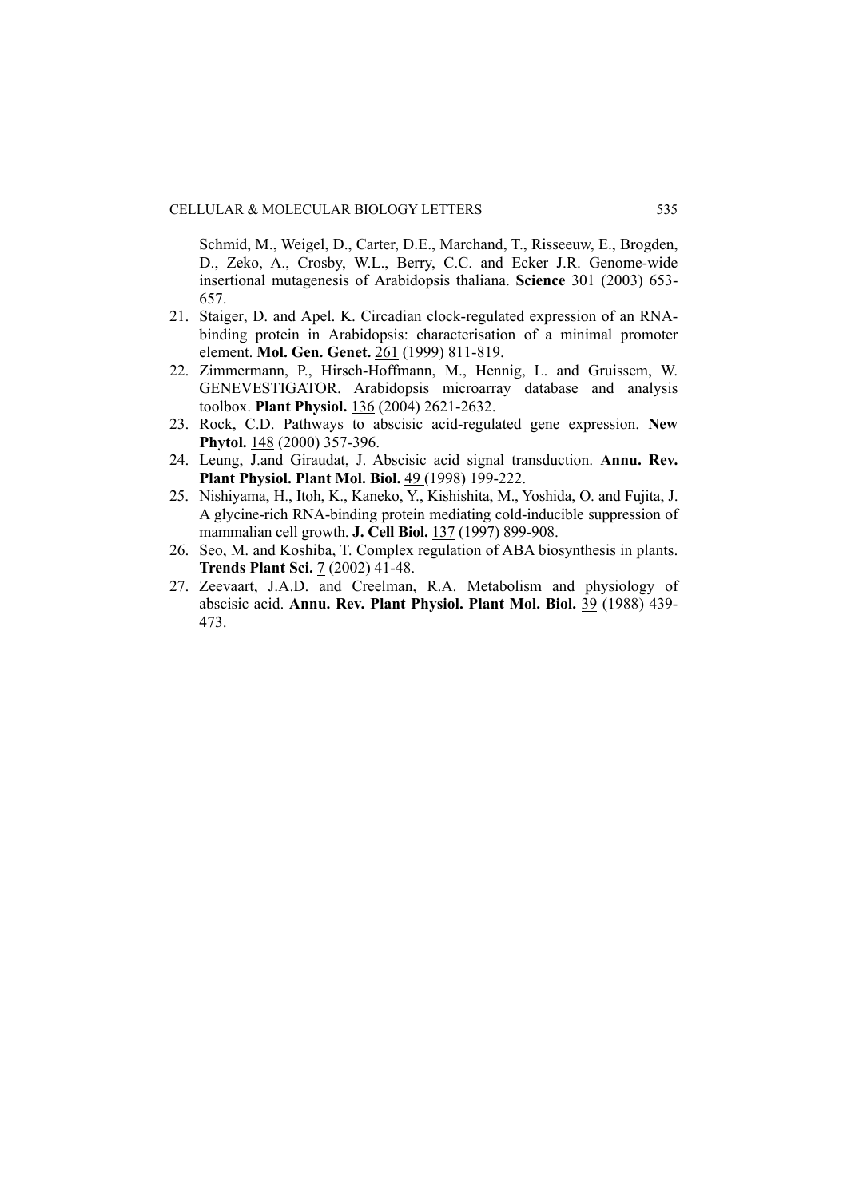Schmid, M., Weigel, D., Carter, D.E., Marchand, T., Risseeuw, E., Brogden, D., Zeko, A., Crosby, W.L., Berry, C.C. and Ecker J.R. Genome-wide insertional mutagenesis of Arabidopsis thaliana. **Science** 301 (2003) 653-657.

21. Staiger, D. and Apel. K. Circadian clock-regulated expression of an RNA-binding protein in Arabidopsis: characterisation of a minimal promoter element. **Mol. Gen. Genet.** 261 (1999) 811-819.
22. Zimmermann, P., Hirsch-Hoffmann, M., Hennig, L. and Gruissem, W. GENEVESTIGATOR. Arabidopsis microarray database and analysis toolbox. **Plant Physiol.** 136 (2004) 2621-2632.
23. Rock, C.D. Pathways to abscisic acid-regulated gene expression. **New Phytol.** 148 (2000) 357-396.
24. Leung, J.and Giraudat, J. Abscisic acid signal transduction. **Annu. Rev. Plant Physiol. Plant Mol. Biol.** 49 (1998) 199-222.
25. Nishiyama, H., Itoh, K., Kaneko, Y., Kishishita, M., Yoshida, O. and Fujita, J. A glycine-rich RNA-binding protein mediating cold-inducible suppression of mammalian cell growth. **J. Cell Biol.** 137 (1997) 899-908.
26. Seo, M. and Koshiba, T. Complex regulation of ABA biosynthesis in plants. **Trends Plant Sci.** 7 (2002) 41-48.
27. Zeevaart, J.A.D. and Creelman, R.A. Metabolism and physiology of abscisic acid. **Annu. Rev. Plant Physiol. Plant Mol. Biol.** 39 (1988) 439-473.